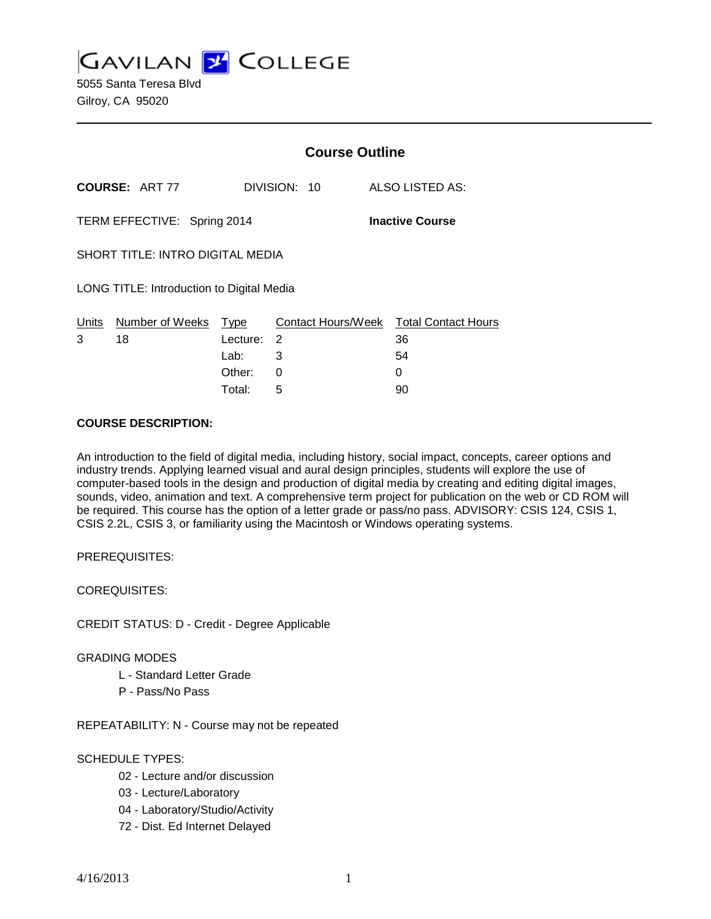# Gavilan College

5055 Santa Teresa Blvd
Gilroy, CA 95020

## Course Outline

**COURSE:** ART 77 DIVISION: 10 ALSO LISTED AS:

TERM EFFECTIVE: Spring 2014 **Inactive Course**

SHORT TITLE: INTRO DIGITAL MEDIA

LONG TITLE: Introduction to Digital Media

| Units | Number of Weeks | Type | Contact Hours/Week | Total Contact Hours |
|---|---|---|---|---|
| 3 | 18 | Lecture: | 2 | 36 |
| | | Lab: | 3 | 54 |
| | | Other: | 0 | 0 |
| | | Total: | 5 | 90 |

**COURSE DESCRIPTION:**

An introduction to the field of digital media, including history, social impact, concepts, career options and industry trends. Applying learned visual and aural design principles, students will explore the use of computer-based tools in the design and production of digital media by creating and editing digital images, sounds, video, animation and text. A comprehensive term project for publication on the web or CD ROM will be required. This course has the option of a letter grade or pass/no pass. ADVISORY: CSIS 124, CSIS 1, CSIS 2.2L, CSIS 3, or familiarity using the Macintosh or Windows operating systems.

PREREQUISITES:

COREQUISITES:

CREDIT STATUS: D - Credit - Degree Applicable

GRADING MODES

- L - Standard Letter Grade
- P - Pass/No Pass

REPEATABILITY: N - Course may not be repeated

SCHEDULE TYPES:

- 02 - Lecture and/or discussion
- 03 - Lecture/Laboratory
- 04 - Laboratory/Studio/Activity
- 72 - Dist. Ed Internet Delayed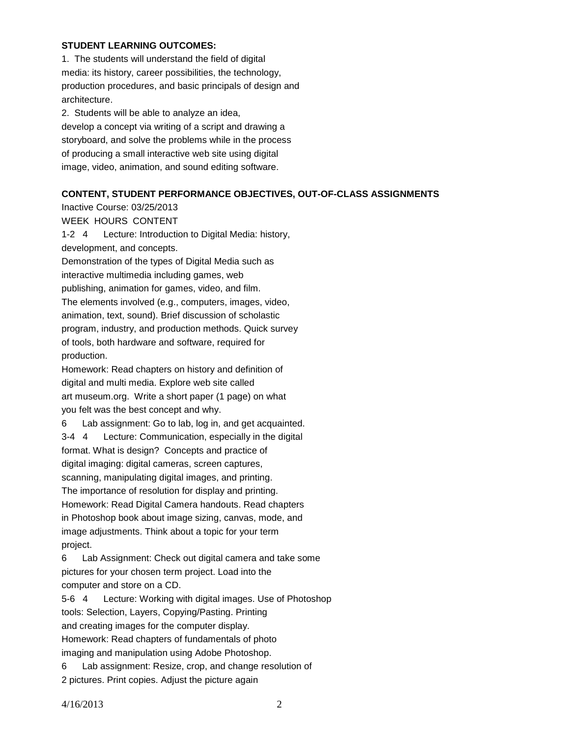**STUDENT LEARNING OUTCOMES:**

1. The students will understand the field of digital media: its history, career possibilities, the technology, production procedures, and basic principals of design and architecture.
2. Students will be able to analyze an idea, develop a concept via writing of a script and drawing a storyboard, and solve the problems while in the process of producing a small interactive web site using digital image, video, animation, and sound editing software.

**CONTENT, STUDENT PERFORMANCE OBJECTIVES, OUT-OF-CLASS ASSIGNMENTS**

Inactive Course: 03/25/2013

WEEK HOURS CONTENT

1-2 4 Lecture: Introduction to Digital Media: history, development, and concepts.
Demonstration of the types of Digital Media such as interactive multimedia including games, web publishing, animation for games, video, and film.
The elements involved (e.g., computers, images, video, animation, text, sound). Brief discussion of scholastic program, industry, and production methods. Quick survey of tools, both hardware and software, required for production.
Homework: Read chapters on history and definition of digital and multi media. Explore web site called art museum.org. Write a short paper (1 page) on what you felt was the best concept and why.

6 Lab assignment: Go to lab, log in, and get acquainted.

3-4 4 Lecture: Communication, especially in the digital format. What is design? Concepts and practice of digital imaging: digital cameras, screen captures, scanning, manipulating digital images, and printing.
The importance of resolution for display and printing.
Homework: Read Digital Camera handouts. Read chapters in Photoshop book about image sizing, canvas, mode, and image adjustments. Think about a topic for your term project.

6 Lab Assignment: Check out digital camera and take some pictures for your chosen term project. Load into the computer and store on a CD.

5-6 4 Lecture: Working with digital images. Use of Photoshop tools: Selection, Layers, Copying/Pasting. Printing and creating images for the computer display.
Homework: Read chapters of fundamentals of photo imaging and manipulation using Adobe Photoshop.

6 Lab assignment: Resize, crop, and change resolution of 2 pictures. Print copies. Adjust the picture again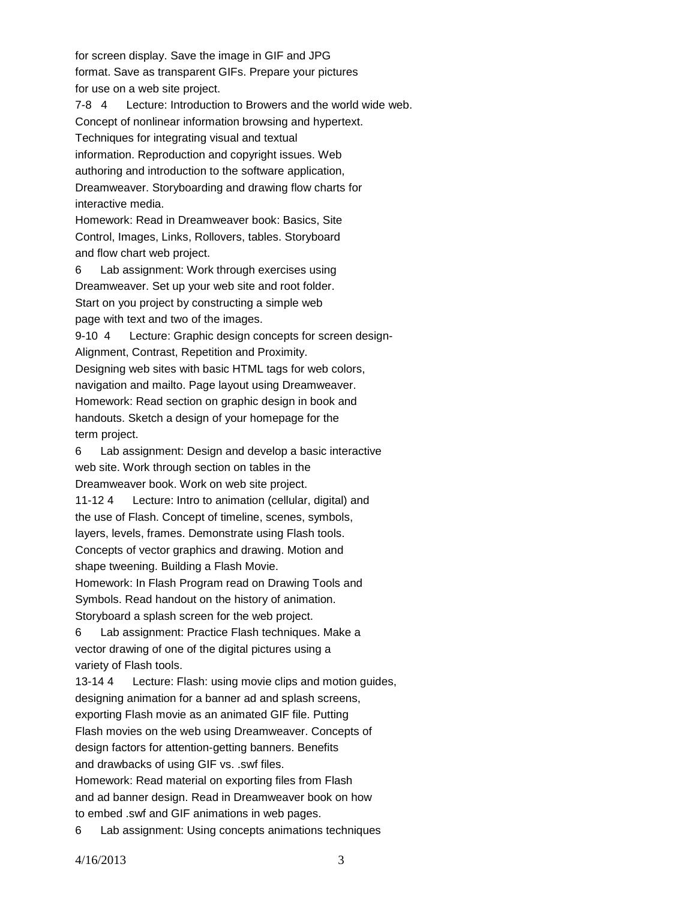for screen display. Save the image in GIF and JPG
format. Save as transparent GIFs. Prepare your pictures
for use on a web site project.

7-8 4 Lecture: Introduction to Browers and the world wide web.
Concept of nonlinear information browsing and hypertext.
Techniques for integrating visual and textual
information. Reproduction and copyright issues. Web
authoring and introduction to the software application,
Dreamweaver. Storyboarding and drawing flow charts for
interactive media.

Homework: Read in Dreamweaver book: Basics, Site
Control, Images, Links, Rollovers, tables. Storyboard
and flow chart web project.

6 Lab assignment: Work through exercises using
Dreamweaver. Set up your web site and root folder.
Start on you project by constructing a simple web
page with text and two of the images.

9-10 4 Lecture: Graphic design concepts for screen design-
Alignment, Contrast, Repetition and Proximity.
Designing web sites with basic HTML tags for web colors,
navigation and mailto. Page layout using Dreamweaver.

Homework: Read section on graphic design in book and
handouts. Sketch a design of your homepage for the
term project.

6 Lab assignment: Design and develop a basic interactive
web site. Work through section on tables in the
Dreamweaver book. Work on web site project.

11-12 4 Lecture: Intro to animation (cellular, digital) and
the use of Flash. Concept of timeline, scenes, symbols,
layers, levels, frames. Demonstrate using Flash tools.
Concepts of vector graphics and drawing. Motion and
shape tweening. Building a Flash Movie.

Homework: In Flash Program read on Drawing Tools and
Symbols. Read handout on the history of animation.
Storyboard a splash screen for the web project.

6 Lab assignment: Practice Flash techniques. Make a
vector drawing of one of the digital pictures using a
variety of Flash tools.

13-14 4 Lecture: Flash: using movie clips and motion guides,
designing animation for a banner ad and splash screens,
exporting Flash movie as an animated GIF file. Putting
Flash movies on the web using Dreamweaver. Concepts of
design factors for attention-getting banners. Benefits
and drawbacks of using GIF vs. .swf files.

Homework: Read material on exporting files from Flash
and ad banner design. Read in Dreamweaver book on how
to embed .swf and GIF animations in web pages.

6 Lab assignment: Using concepts animations techniques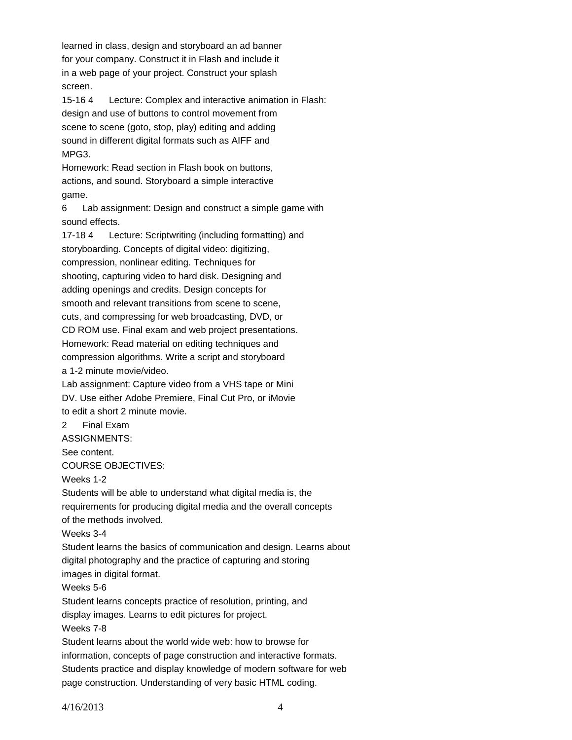learned in class, design and storyboard an ad banner for your company. Construct it in Flash and include it in a web page of your project. Construct your splash screen.

15-16 4 Lecture: Complex and interactive animation in Flash: design and use of buttons to control movement from scene to scene (goto, stop, play) editing and adding sound in different digital formats such as AIFF and MPG3.

Homework: Read section in Flash book on buttons, actions, and sound. Storyboard a simple interactive game.

6 Lab assignment: Design and construct a simple game with sound effects.

17-18 4 Lecture: Scriptwriting (including formatting) and storyboarding. Concepts of digital video: digitizing, compression, nonlinear editing. Techniques for shooting, capturing video to hard disk. Designing and adding openings and credits. Design concepts for smooth and relevant transitions from scene to scene, cuts, and compressing for web broadcasting, DVD, or CD ROM use. Final exam and web project presentations.

Homework: Read material on editing techniques and compression algorithms. Write a script and storyboard a 1-2 minute movie/video.

Lab assignment: Capture video from a VHS tape or Mini DV. Use either Adobe Premiere, Final Cut Pro, or iMovie to edit a short 2 minute movie.

2 Final Exam

ASSIGNMENTS:

See content.

COURSE OBJECTIVES:

Weeks 1-2

Students will be able to understand what digital media is, the requirements for producing digital media and the overall concepts of the methods involved.

Weeks 3-4

Student learns the basics of communication and design. Learns about digital photography and the practice of capturing and storing images in digital format.

Weeks 5-6

Student learns concepts practice of resolution, printing, and display images. Learns to edit pictures for project.

Weeks 7-8

Student learns about the world wide web: how to browse for information, concepts of page construction and interactive formats. Students practice and display knowledge of modern software for web page construction. Understanding of very basic HTML coding.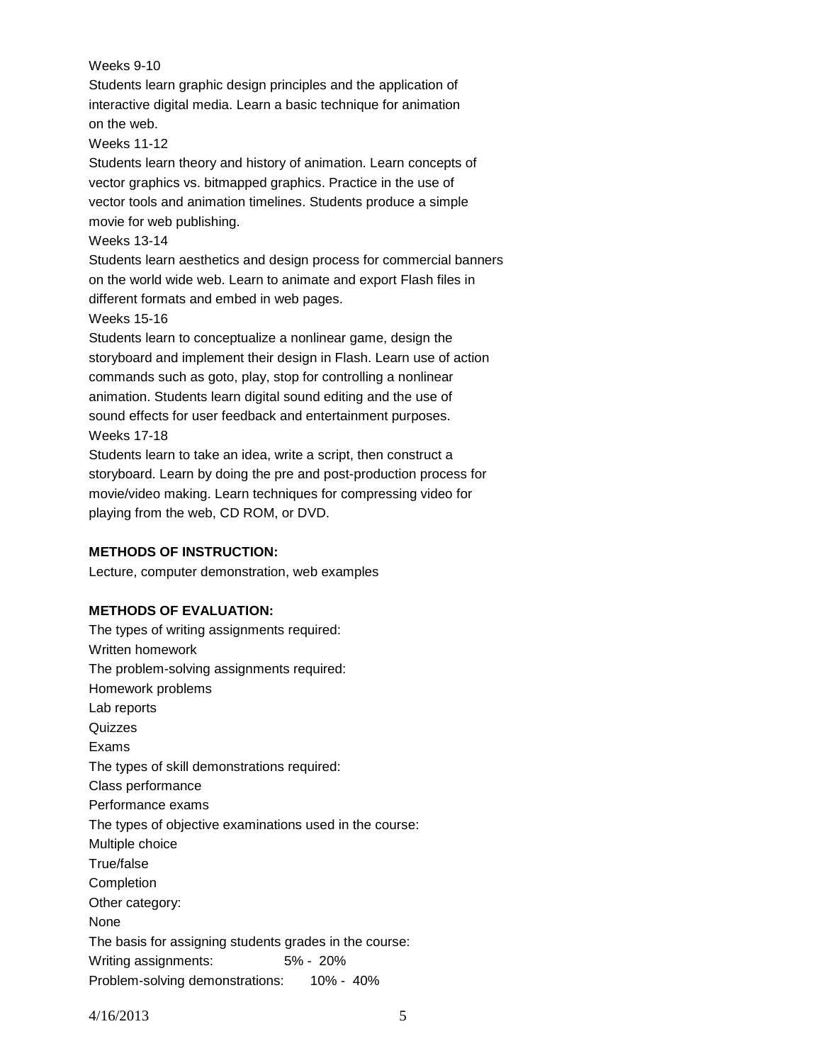Weeks 9-10

Students learn graphic design principles and the application of interactive digital media. Learn a basic technique for animation on the web.

Weeks 11-12

Students learn theory and history of animation. Learn concepts of vector graphics vs. bitmapped graphics. Practice in the use of vector tools and animation timelines. Students produce a simple movie for web publishing.

Weeks 13-14

Students learn aesthetics and design process for commercial banners on the world wide web. Learn to animate and export Flash files in different formats and embed in web pages.

Weeks 15-16

Students learn to conceptualize a nonlinear game, design the storyboard and implement their design in Flash. Learn use of action commands such as goto, play, stop for controlling a nonlinear animation. Students learn digital sound editing and the use of sound effects for user feedback and entertainment purposes.

Weeks 17-18

Students learn to take an idea, write a script, then construct a storyboard. Learn by doing the pre and post-production process for movie/video making. Learn techniques for compressing video for playing from the web, CD ROM, or DVD.

**METHODS OF INSTRUCTION:**

Lecture, computer demonstration, web examples

**METHODS OF EVALUATION:**

The types of writing assignments required:

Written homework

The problem-solving assignments required:

Homework problems

Lab reports

Quizzes

Exams

The types of skill demonstrations required:

Class performance

Performance exams

The types of objective examinations used in the course:

Multiple choice

True/false

Completion

Other category:

None

The basis for assigning students grades in the course:

Writing assignments: 5% - 20%

Problem-solving demonstrations: 10% - 40%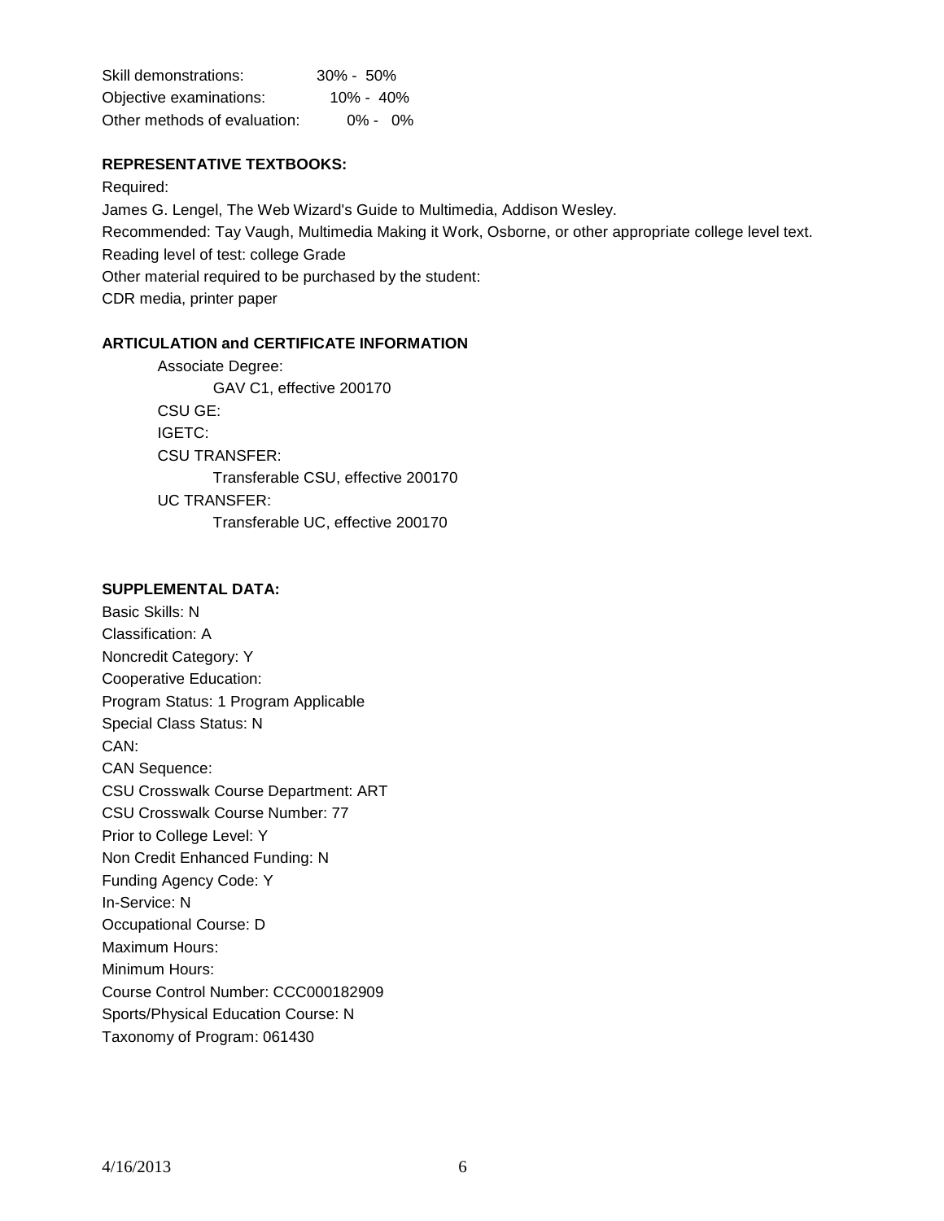| | |
|---|---|
| Skill demonstrations: | 30% - 50% |
| Objective examinations: | 10% - 40% |
| Other methods of evaluation: | 0% - 0% |

**REPRESENTATIVE TEXTBOOKS:**

Required:

James G. Lengel, The Web Wizard's Guide to Multimedia, Addison Wesley.

Recommended: Tay Vaugh, Multimedia Making it Work, Osborne, or other appropriate college level text.

Reading level of test: college Grade

Other material required to be purchased by the student:

CDR media, printer paper

**ARTICULATION and CERTIFICATE INFORMATION**

Associate Degree:
GAV C1, effective 200170

CSU GE:

IGETC:

CSU TRANSFER:
Transferable CSU, effective 200170

UC TRANSFER:
Transferable UC, effective 200170

**SUPPLEMENTAL DATA:**

Basic Skills: N
Classification: A
Noncredit Category: Y
Cooperative Education:
Program Status: 1 Program Applicable
Special Class Status: N
CAN:
CAN Sequence:
CSU Crosswalk Course Department: ART
CSU Crosswalk Course Number: 77
Prior to College Level: Y
Non Credit Enhanced Funding: N
Funding Agency Code: Y
In-Service: N
Occupational Course: D
Maximum Hours:
Minimum Hours:
Course Control Number: CCC000182909
Sports/Physical Education Course: N
Taxonomy of Program: 061430